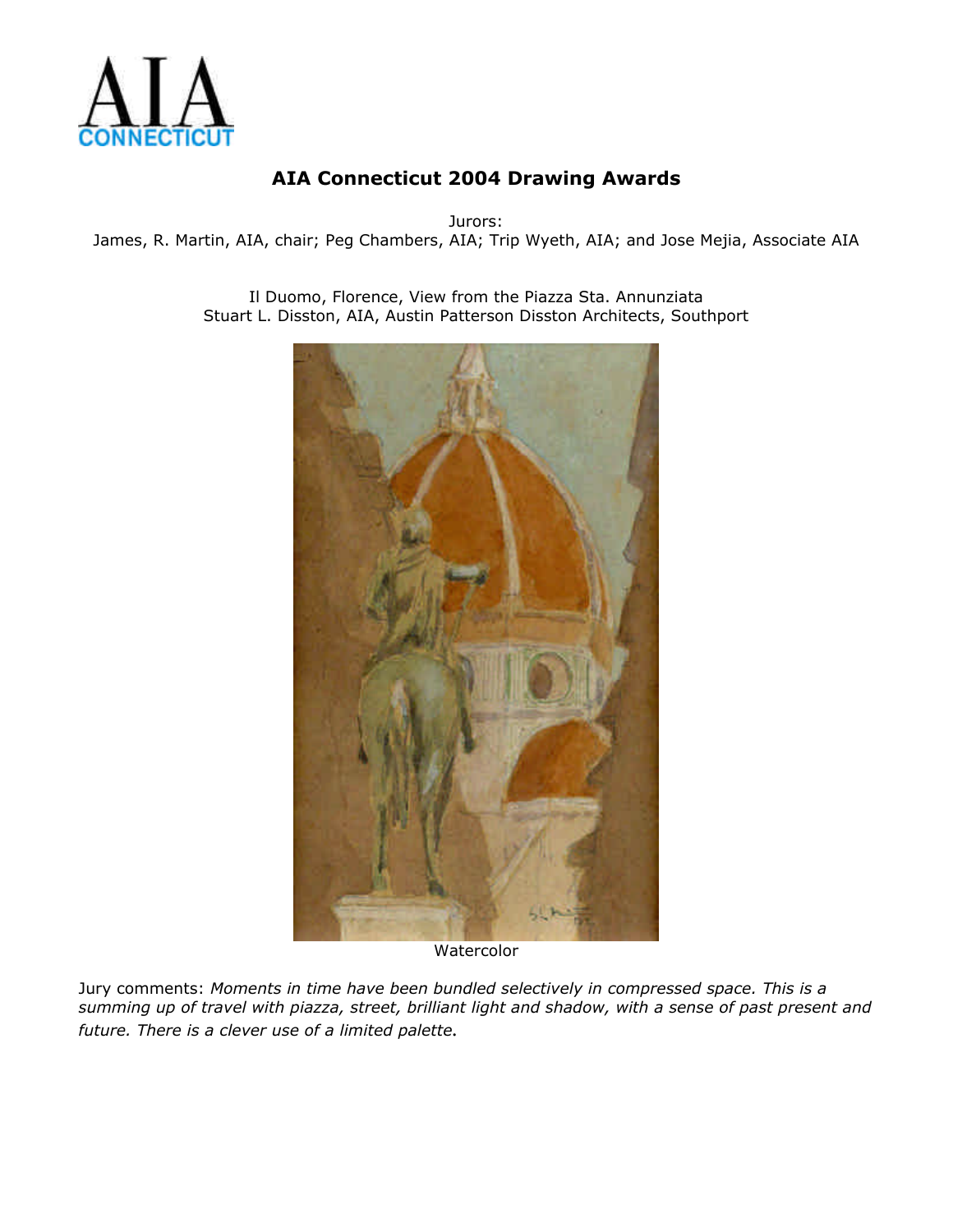AIA CONNECTICUT

# AIA Connecticut 2004 Drawing Awards

Jurors:
James, R. Martin, AIA, chair; Peg Chambers, AIA; Trip Wyeth, AIA; and Jose Mejia, Associate AIA

Il Duomo, Florence, View from the Piazza Sta. Annunziata
Stuart L. Disston, AIA, Austin Patterson Disston Architects, Southport

Watercolor

Jury comments: *Moments in time have been bundled selectively in compressed space. This is a summing up of travel with piazza, street, brilliant light and shadow, with a sense of past present and future. There is a clever use of a limited palette*.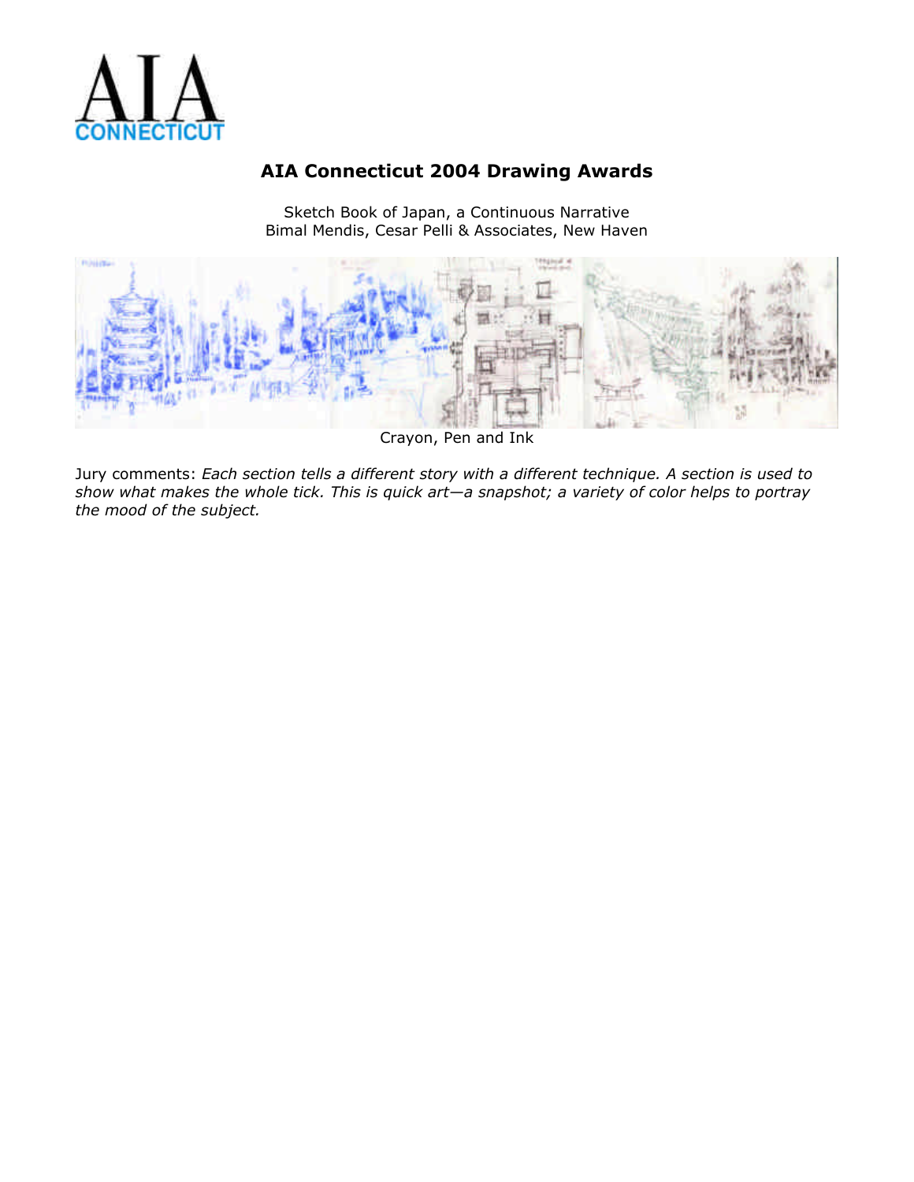# AIA Connecticut 2004 Drawing Awards

Sketch Book of Japan, a Continuous Narrative
Bimal Mendis, Cesar Pelli & Associates, New Haven

Crayon, Pen and Ink

Jury comments: *Each section tells a different story with a different technique. A section is used to show what makes the whole tick. This is quick art—a snapshot; a variety of color helps to portray the mood of the subject.*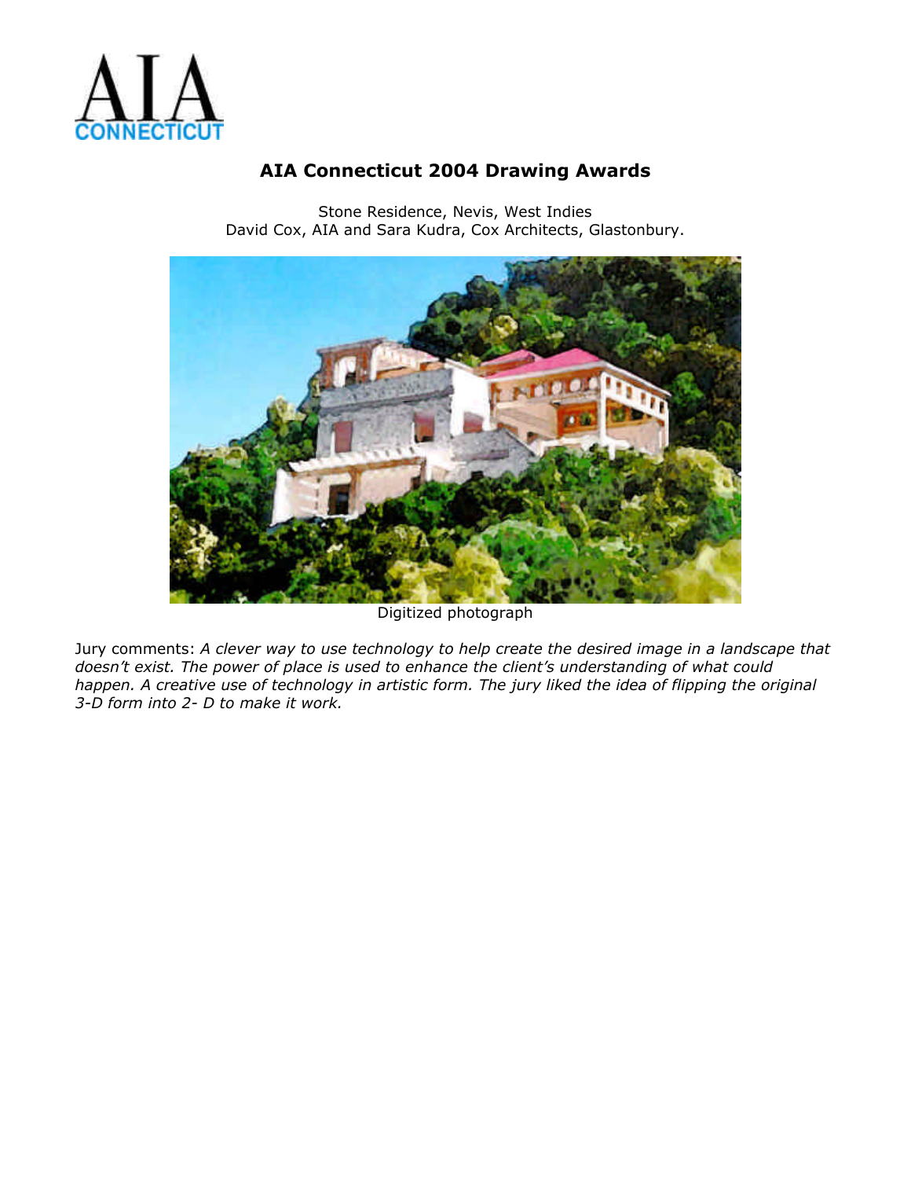AIA CONNECTICUT

# AIA Connecticut 2004 Drawing Awards

Stone Residence, Nevis, West Indies
David Cox, AIA and Sara Kudra, Cox Architects, Glastonbury.

Digitized photograph

Jury comments: *A clever way to use technology to help create the desired image in a landscape that doesn't exist. The power of place is used to enhance the client's understanding of what could happen. A creative use of technology in artistic form. The jury liked the idea of flipping the original 3-D form into 2- D to make it work.*